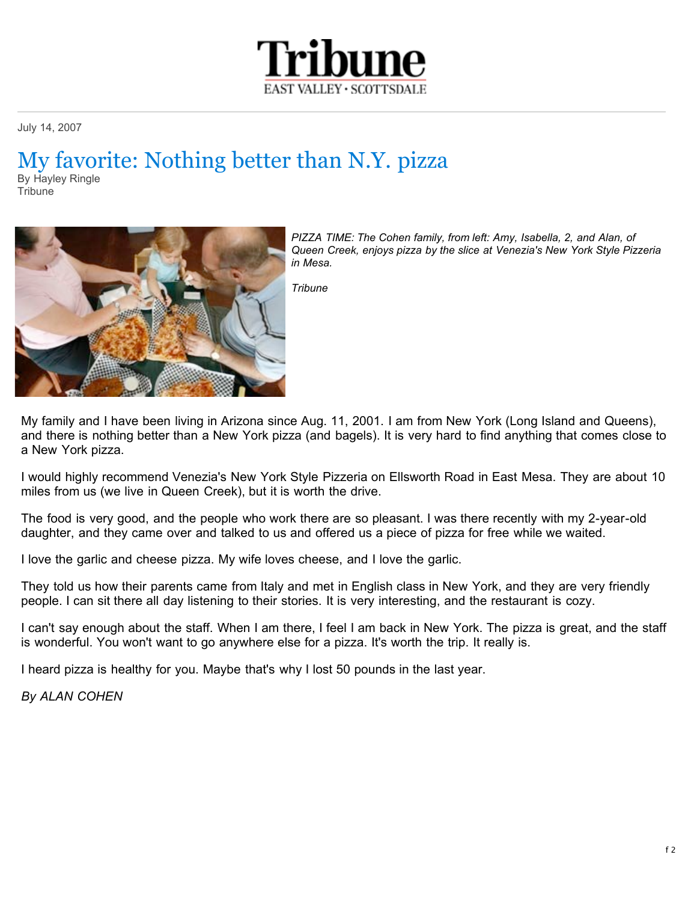Tribune

EAST VALLEY • SCOTTSDALE

July 14, 2007

# My favorite: Nothing better than N.Y. pizza

By Hayley Ringle
Tribune

*PIZZA TIME: The Cohen family, from left: Amy, Isabella, 2, and Alan, of Queen Creek, enjoys pizza by the slice at Venezia's New York Style Pizzeria in Mesa.*

*Tribune*

My family and I have been living in Arizona since Aug. 11, 2001. I am from New York (Long Island and Queens), and there is nothing better than a New York pizza (and bagels). It is very hard to find anything that comes close to a New York pizza.

I would highly recommend Venezia's New York Style Pizzeria on Ellsworth Road in East Mesa. They are about 10 miles from us (we live in Queen Creek), but it is worth the drive.

The food is very good, and the people who work there are so pleasant. I was there recently with my 2-year-old daughter, and they came over and talked to us and offered us a piece of pizza for free while we waited.

I love the garlic and cheese pizza. My wife loves cheese, and I love the garlic.

They told us how their parents came from Italy and met in English class in New York, and they are very friendly people. I can sit there all day listening to their stories. It is very interesting, and the restaurant is cozy.

I can't say enough about the staff. When I am there, I feel I am back in New York. The pizza is great, and the staff is wonderful. You won't want to go anywhere else for a pizza. It's worth the trip. It really is.

I heard pizza is healthy for you. Maybe that's why I lost 50 pounds in the last year.

*By ALAN COHEN*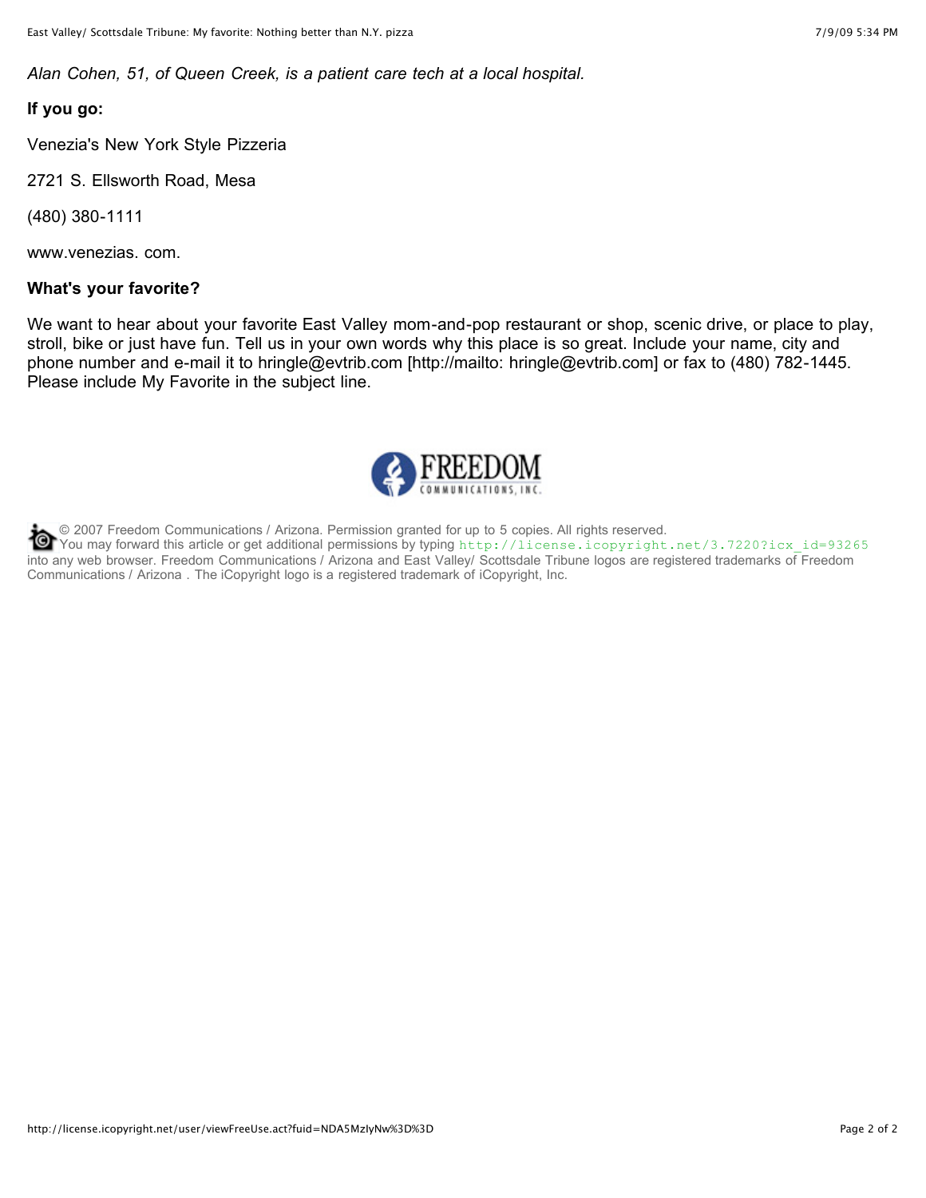*Alan Cohen, 51, of Queen Creek, is a patient care tech at a local hospital.*

**If you go:**

Venezia's New York Style Pizzeria

2721 S. Ellsworth Road, Mesa

(480) 380-1111

www.venezias. com.

**What's your favorite?**

We want to hear about your favorite East Valley mom-and-pop restaurant or shop, scenic drive, or place to play, stroll, bike or just have fun. Tell us in your own words why this place is so great. Include your name, city and phone number and e-mail it to hringle@evtrib.com [http://mailto: hringle@evtrib.com] or fax to (480) 782-1445. Please include My Favorite in the subject line.

FREEDOM COMMUNICATIONS, INC.

© 2007 Freedom Communications / Arizona. Permission granted for up to 5 copies. All rights reserved.
You may forward this article or get additional permissions by typing http://license.icopyright.net/3.7220?icx_id=93265 into any web browser. Freedom Communications / Arizona and East Valley/ Scottsdale Tribune logos are registered trademarks of Freedom Communications / Arizona . The iCopyright logo is a registered trademark of iCopyright, Inc.